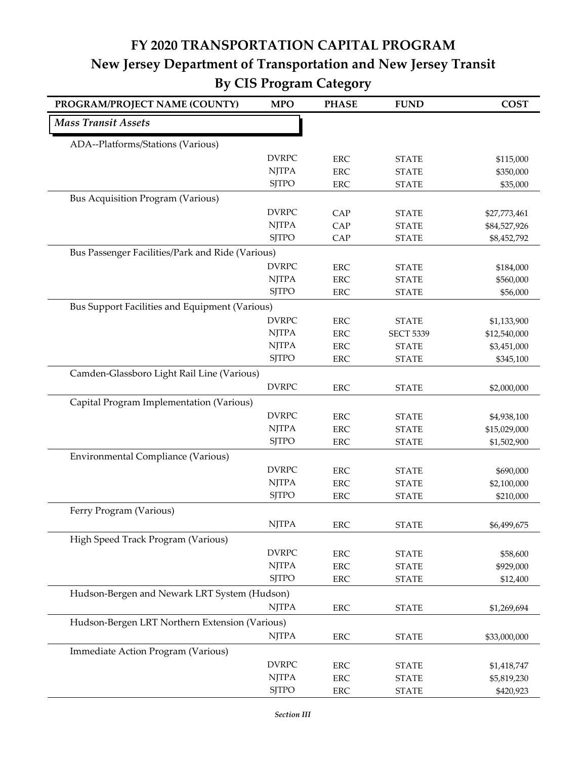# FY 2020 TRANSPORTATION CAPITAL PROGRAM

## New Jersey Department of Transportation and New Jersey Transit

## By CIS Program Category

| PROGRAM/PROJECT NAME (COUNTY) | MPO | PHASE | FUND | COST |
|---|---|---|---|---|
| ***Mass Transit Assets*** | | | | |
| ADA--Platforms/Stations (Various) | | | | |
| | DVRPC | ERC | STATE | $115,000 |
| | NJTPA | ERC | STATE | $350,000 |
| | SJTPO | ERC | STATE | $35,000 |
| Bus Acquisition Program (Various) | | | | |
| | DVRPC | CAP | STATE | $27,773,461 |
| | NJTPA | CAP | STATE | $84,527,926 |
| | SJTPO | CAP | STATE | $8,452,792 |
| Bus Passenger Facilities/Park and Ride (Various) | | | | |
| | DVRPC | ERC | STATE | $184,000 |
| | NJTPA | ERC | STATE | $560,000 |
| | SJTPO | ERC | STATE | $56,000 |
| Bus Support Facilities and Equipment (Various) | | | | |
| | DVRPC | ERC | STATE | $1,133,900 |
| | NJTPA | ERC | SECT 5339 | $12,540,000 |
| | NJTPA | ERC | STATE | $3,451,000 |
| | SJTPO | ERC | STATE | $345,100 |
| Camden-Glassboro Light Rail Line (Various) | | | | |
| | DVRPC | ERC | STATE | $2,000,000 |
| Capital Program Implementation (Various) | | | | |
| | DVRPC | ERC | STATE | $4,938,100 |
| | NJTPA | ERC | STATE | $15,029,000 |
| | SJTPO | ERC | STATE | $1,502,900 |
| Environmental Compliance (Various) | | | | |
| | DVRPC | ERC | STATE | $690,000 |
| | NJTPA | ERC | STATE | $2,100,000 |
| | SJTPO | ERC | STATE | $210,000 |
| Ferry Program (Various) | | | | |
| | NJTPA | ERC | STATE | $6,499,675 |
| High Speed Track Program (Various) | | | | |
| | DVRPC | ERC | STATE | $58,600 |
| | NJTPA | ERC | STATE | $929,000 |
| | SJTPO | ERC | STATE | $12,400 |
| Hudson-Bergen and Newark LRT System (Hudson) | | | | |
| | NJTPA | ERC | STATE | $1,269,694 |
| Hudson-Bergen LRT Northern Extension (Various) | | | | |
| | NJTPA | ERC | STATE | $33,000,000 |
| Immediate Action Program (Various) | | | | |
| | DVRPC | ERC | STATE | $1,418,747 |
| | NJTPA | ERC | STATE | $5,819,230 |
| | SJTPO | ERC | STATE | $420,923 |

*Section III*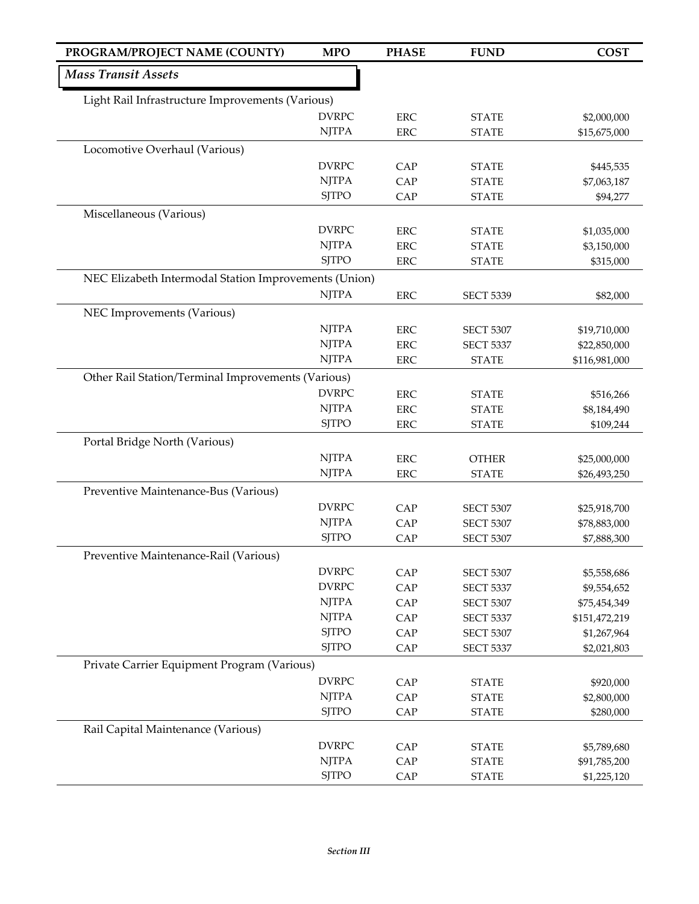| PROGRAM/PROJECT NAME (COUNTY) | MPO | PHASE | FUND | COST |
|---|---|---|---|---|
| ***Mass Transit Assets*** | | | | |
| Light Rail Infrastructure Improvements (Various) | | | | |
| | DVRPC | ERC | STATE | $2,000,000 |
| | NJTPA | ERC | STATE | $15,675,000 |
| Locomotive Overhaul (Various) | | | | |
| | DVRPC | CAP | STATE | $445,535 |
| | NJTPA | CAP | STATE | $7,063,187 |
| | SJTPO | CAP | STATE | $94,277 |
| Miscellaneous (Various) | | | | |
| | DVRPC | ERC | STATE | $1,035,000 |
| | NJTPA | ERC | STATE | $3,150,000 |
| | SJTPO | ERC | STATE | $315,000 |
| NEC Elizabeth Intermodal Station Improvements (Union) | | | | |
| | NJTPA | ERC | SECT 5339 | $82,000 |
| NEC Improvements (Various) | | | | |
| | NJTPA | ERC | SECT 5307 | $19,710,000 |
| | NJTPA | ERC | SECT 5337 | $22,850,000 |
| | NJTPA | ERC | STATE | $116,981,000 |
| Other Rail Station/Terminal Improvements (Various) | | | | |
| | DVRPC | ERC | STATE | $516,266 |
| | NJTPA | ERC | STATE | $8,184,490 |
| | SJTPO | ERC | STATE | $109,244 |
| Portal Bridge North (Various) | | | | |
| | NJTPA | ERC | OTHER | $25,000,000 |
| | NJTPA | ERC | STATE | $26,493,250 |
| Preventive Maintenance-Bus (Various) | | | | |
| | DVRPC | CAP | SECT 5307 | $25,918,700 |
| | NJTPA | CAP | SECT 5307 | $78,883,000 |
| | SJTPO | CAP | SECT 5307 | $7,888,300 |
| Preventive Maintenance-Rail (Various) | | | | |
| | DVRPC | CAP | SECT 5307 | $5,558,686 |
| | DVRPC | CAP | SECT 5337 | $9,554,652 |
| | NJTPA | CAP | SECT 5307 | $75,454,349 |
| | NJTPA | CAP | SECT 5337 | $151,472,219 |
| | SJTPO | CAP | SECT 5307 | $1,267,964 |
| | SJTPO | CAP | SECT 5337 | $2,021,803 |
| Private Carrier Equipment Program (Various) | | | | |
| | DVRPC | CAP | STATE | $920,000 |
| | NJTPA | CAP | STATE | $2,800,000 |
| | SJTPO | CAP | STATE | $280,000 |
| Rail Capital Maintenance (Various) | | | | |
| | DVRPC | CAP | STATE | $5,789,680 |
| | NJTPA | CAP | STATE | $91,785,200 |
| | SJTPO | CAP | STATE | $1,225,120 |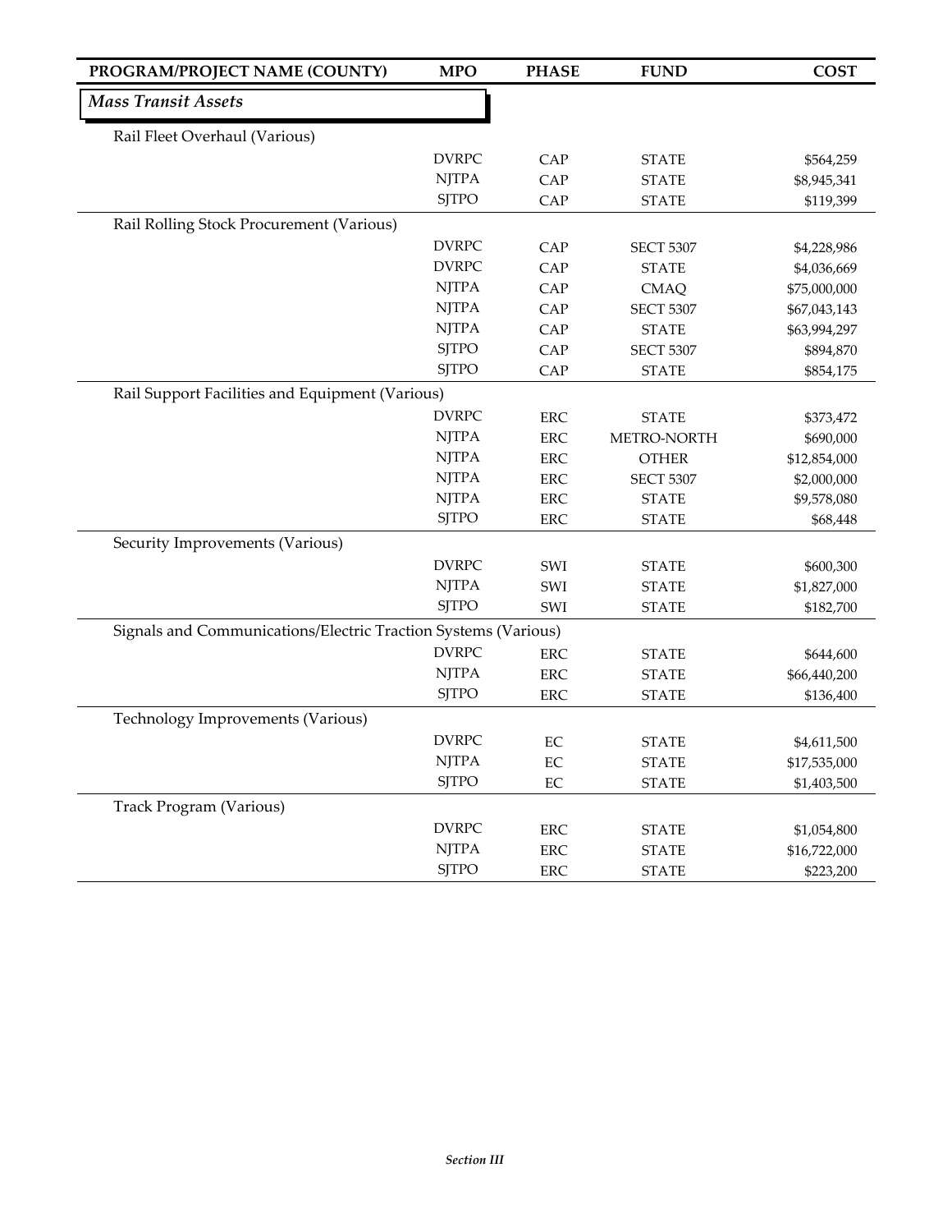| PROGRAM/PROJECT NAME (COUNTY) | MPO | PHASE | FUND | COST |
|---|---|---|---|---|
| ***Mass Transit Assets*** | | | | |
| Rail Fleet Overhaul (Various) | | | | |
| | DVRPC | CAP | STATE | $564,259 |
| | NJTPA | CAP | STATE | $8,945,341 |
| | SJTPO | CAP | STATE | $119,399 |
| Rail Rolling Stock Procurement (Various) | | | | |
| | DVRPC | CAP | SECT 5307 | $4,228,986 |
| | DVRPC | CAP | STATE | $4,036,669 |
| | NJTPA | CAP | CMAQ | $75,000,000 |
| | NJTPA | CAP | SECT 5307 | $67,043,143 |
| | NJTPA | CAP | STATE | $63,994,297 |
| | SJTPO | CAP | SECT 5307 | $894,870 |
| | SJTPO | CAP | STATE | $854,175 |
| Rail Support Facilities and Equipment (Various) | | | | |
| | DVRPC | ERC | STATE | $373,472 |
| | NJTPA | ERC | METRO-NORTH | $690,000 |
| | NJTPA | ERC | OTHER | $12,854,000 |
| | NJTPA | ERC | SECT 5307 | $2,000,000 |
| | NJTPA | ERC | STATE | $9,578,080 |
| | SJTPO | ERC | STATE | $68,448 |
| Security Improvements (Various) | | | | |
| | DVRPC | SWI | STATE | $600,300 |
| | NJTPA | SWI | STATE | $1,827,000 |
| | SJTPO | SWI | STATE | $182,700 |
| Signals and Communications/Electric Traction Systems (Various) | | | | |
| | DVRPC | ERC | STATE | $644,600 |
| | NJTPA | ERC | STATE | $66,440,200 |
| | SJTPO | ERC | STATE | $136,400 |
| Technology Improvements (Various) | | | | |
| | DVRPC | EC | STATE | $4,611,500 |
| | NJTPA | EC | STATE | $17,535,000 |
| | SJTPO | EC | STATE | $1,403,500 |
| Track Program (Various) | | | | |
| | DVRPC | ERC | STATE | $1,054,800 |
| | NJTPA | ERC | STATE | $16,722,000 |
| | SJTPO | ERC | STATE | $223,200 |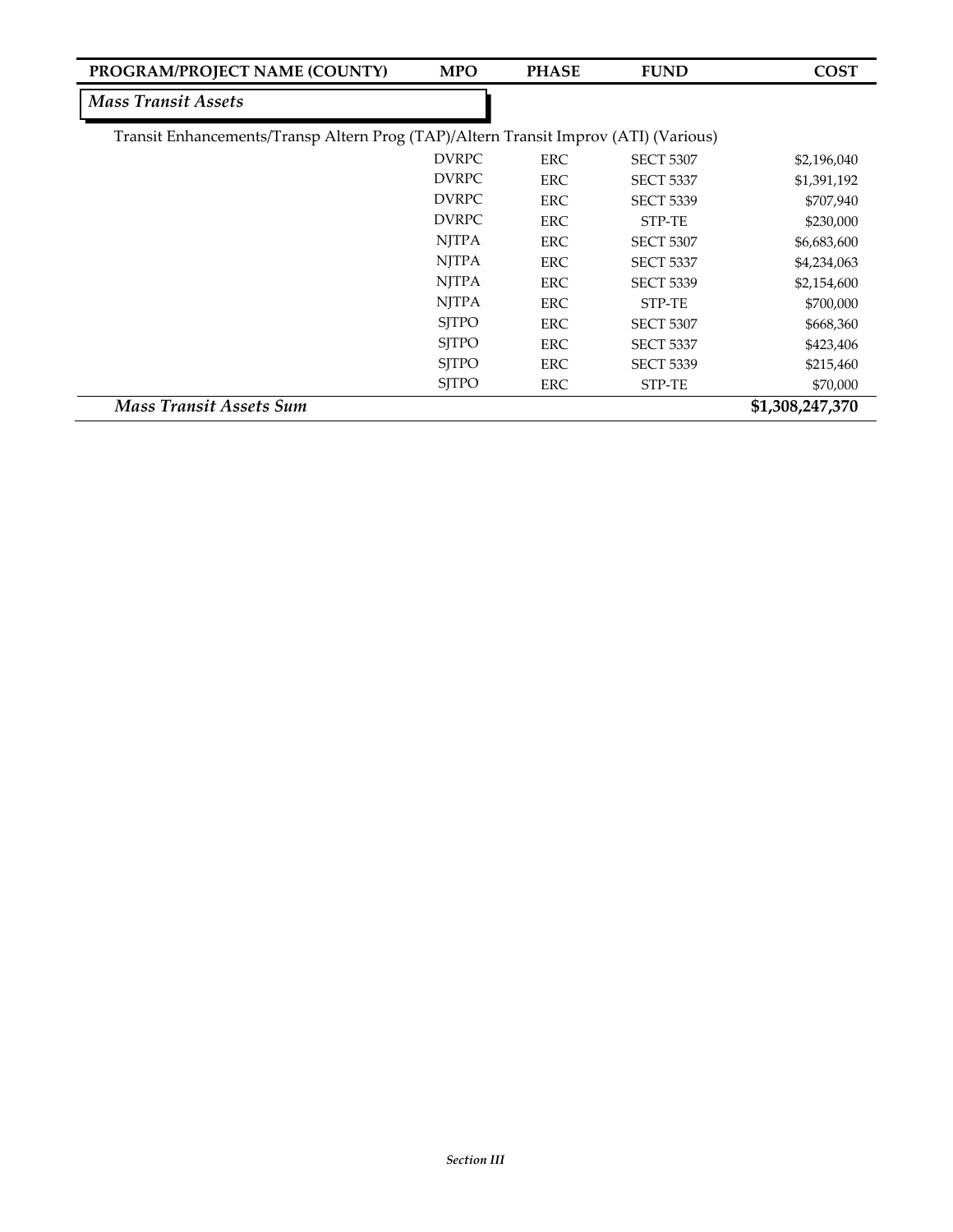| PROGRAM/PROJECT NAME (COUNTY) | MPO | PHASE | FUND | COST |
|---|---|---|---|---|
| ***Mass Transit Assets*** | | | | |
| Transit Enhancements/Transp Altern Prog (TAP)/Altern Transit Improv (ATI) (Various) | | | | |
| | DVRPC | ERC | SECT 5307 | $2,196,040 |
| | DVRPC | ERC | SECT 5337 | $1,391,192 |
| | DVRPC | ERC | SECT 5339 | $707,940 |
| | DVRPC | ERC | STP-TE | $230,000 |
| | NJTPA | ERC | SECT 5307 | $6,683,600 |
| | NJTPA | ERC | SECT 5337 | $4,234,063 |
| | NJTPA | ERC | SECT 5339 | $2,154,600 |
| | NJTPA | ERC | STP-TE | $700,000 |
| | SJTPO | ERC | SECT 5307 | $668,360 |
| | SJTPO | ERC | SECT 5337 | $423,406 |
| | SJTPO | ERC | SECT 5339 | $215,460 |
| | SJTPO | ERC | STP-TE | $70,000 |
| ***Mass Transit Assets Sum*** | | | | **$1,308,247,370** |